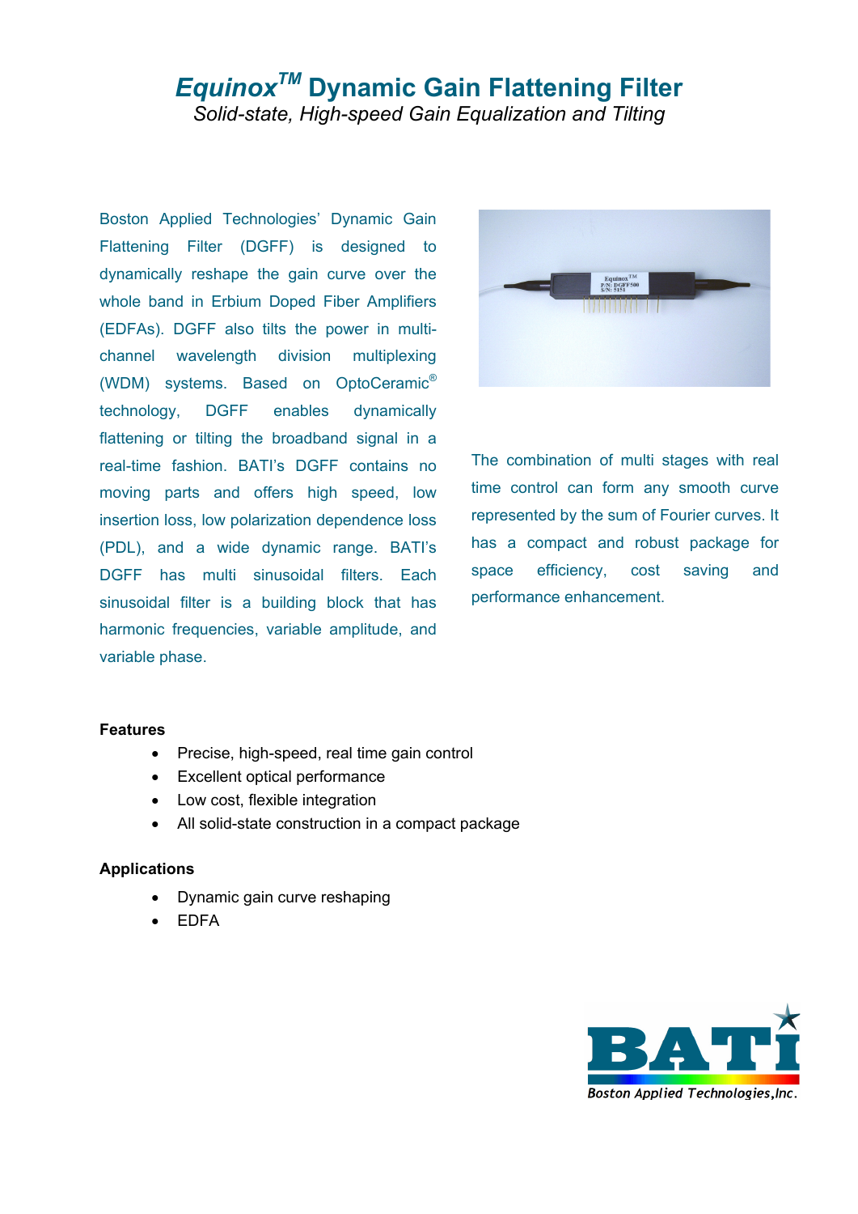# *Equinox*TM Dynamic Gain Flattening Filter

*Solid-state, High-speed Gain Equalization and Tilting*

Boston Applied Technologies' Dynamic Gain Flattening Filter (DGFF) is designed to dynamically reshape the gain curve over the whole band in Erbium Doped Fiber Amplifiers (EDFAs). DGFF also tilts the power in multi-channel wavelength division multiplexing (WDM) systems. Based on OptoCeramic® technology, DGFF enables dynamically flattening or tilting the broadband signal in a real-time fashion. BATI's DGFF contains no moving parts and offers high speed, low insertion loss, low polarization dependence loss (PDL), and a wide dynamic range. BATI's DGFF has multi sinusoidal filters. Each sinusoidal filter is a building block that has harmonic frequencies, variable amplitude, and variable phase.

The combination of multi stages with real time control can form any smooth curve represented by the sum of Fourier curves. It has a compact and robust package for space efficiency, cost saving and performance enhancement.

**Features**

- Precise, high-speed, real time gain control
- Excellent optical performance
- Low cost, flexible integration
- All solid-state construction in a compact package

**Applications**

- Dynamic gain curve reshaping
- EDFA

BATI
Boston Applied Technologies,Inc.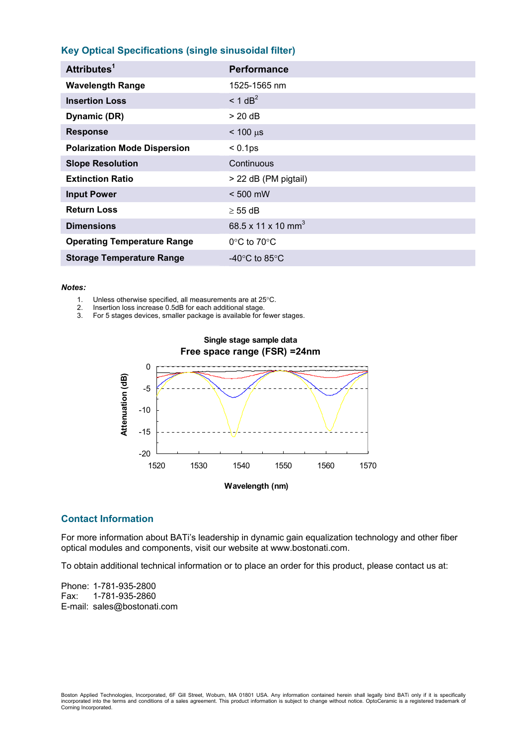## Key Optical Specifications (single sinusoidal filter)

| Attributes[1] | Performance |
|---|---|
| Wavelength Range | 1525-1565 nm |
| Insertion Loss | < 1 dB[2] |
| Dynamic (DR) | > 20 dB |
| Response | < 100 µs |
| Polarization Mode Dispersion | < 0.1ps |
| Slope Resolution | Continuous |
| Extinction Ratio | > 22 dB (PM pigtail) |
| Input Power | < 500 mW |
| Return Loss | ≥ 55 dB |
| Dimensions | 68.5 x 11 x 10 mm[3] |
| Operating Temperature Range | 0°C to 70°C |
| Storage Temperature Range | -40°C to 85°C |

***Notes:***

1. Unless otherwise specified, all measurements are at 25°C.
2. Insertion loss increase 0.5dB for each additional stage.
3. For 5 stages devices, smaller package is available for fewer stages.

Single stage sample data

Free space range (FSR) =24nm

Attenuation (dB)

0
-5
-10
-15
-20

1520 1530 1540 1550 1560 1570

Wavelength (nm)

## Contact Information

For more information about BATi's leadership in dynamic gain equalization technology and other fiber optical modules and components, visit our website at www.bostonati.com.

To obtain additional technical information or to place an order for this product, please contact us at:

Phone: 1-781-935-2800
Fax: 1-781-935-2860
E-mail: sales@bostonati.com

Boston Applied Technologies, Incorporated, 6F Gill Street, Woburn, MA 01801 USA. Any information contained herein shall legally bind BATi only if it is specifically incorporated into the terms and conditions of a sales agreement. This product information is subject to change without notice. OptoCeramic is a registered trademark of Corning Incorporated.